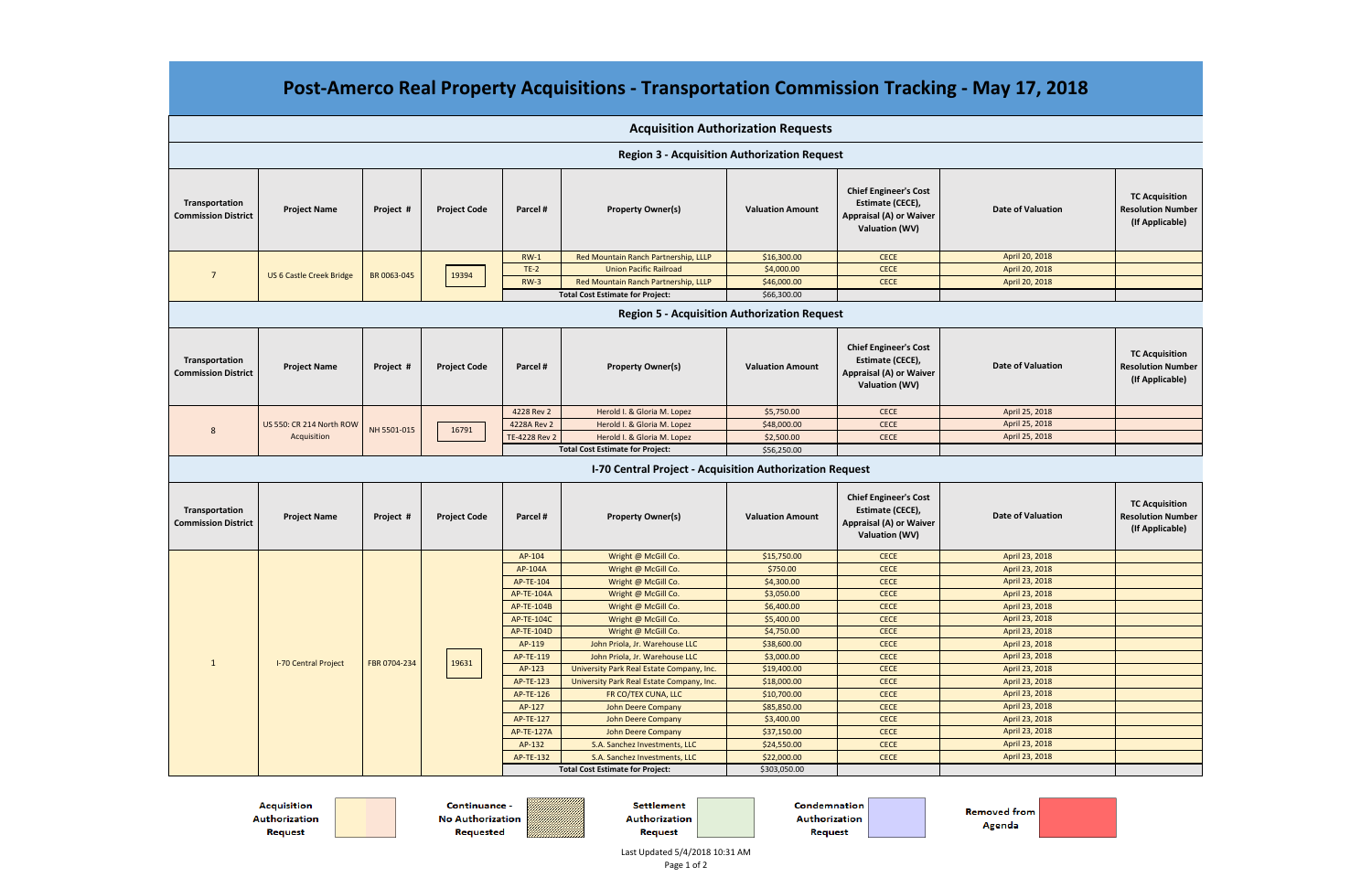# Post-Amerco Real Property Acquisitions - Transportation Commission Tracking - May 17, 2018

## Acquisition Authorization Requests

### Region 3 - Acquisition Authorization Request

| Transportation Commission District | Project Name | Project # | Project Code | Parcel # | Property Owner(s) | Valuation Amount | Chief Engineer's Cost Estimate (CECE), Appraisal (A) or Waiver Valuation (WV) | Date of Valuation | TC Acquisition Resolution Number (If Applicable) |
|---|---|---|---|---|---|---|---|---|---|
| 7 | US 6 Castle Creek Bridge | BR 0063-045 | 19394 | RW-1 | Red Mountain Ranch Partnership, LLLP | $16,300.00 | CECE | April 20, 2018 | |
| | | | | TE-2 | Union Pacific Railroad | $4,000.00 | CECE | April 20, 2018 | |
| | | | | RW-3 | Red Mountain Ranch Partnership, LLLP | $46,000.00 | CECE | April 20, 2018 | |
| | | | | Total Cost Estimate for Project: | | $66,300.00 | | | |

### Region 5 - Acquisition Authorization Request

| Transportation Commission District | Project Name | Project # | Project Code | Parcel # | Property Owner(s) | Valuation Amount | Chief Engineer's Cost Estimate (CECE), Appraisal (A) or Waiver Valuation (WV) | Date of Valuation | TC Acquisition Resolution Number (If Applicable) |
|---|---|---|---|---|---|---|---|---|---|
| 8 | US 550: CR 214 North ROW Acquisition | NH 5501-015 | 16791 | 4228 Rev 2 | Herold I. & Gloria M. Lopez | $5,750.00 | CECE | April 25, 2018 | |
| | | | | 4228A Rev 2 | Herold I. & Gloria M. Lopez | $48,000.00 | CECE | April 25, 2018 | |
| | | | | TE-4228 Rev 2 | Herold I. & Gloria M. Lopez | $2,500.00 | CECE | April 25, 2018 | |
| | | | | Total Cost Estimate for Project: | | $56,250.00 | | | |

### I-70 Central Project - Acquisition Authorization Request

| Transportation Commission District | Project Name | Project # | Project Code | Parcel # | Property Owner(s) | Valuation Amount | Chief Engineer's Cost Estimate (CECE), Appraisal (A) or Waiver Valuation (WV) | Date of Valuation | TC Acquisition Resolution Number (If Applicable) |
|---|---|---|---|---|---|---|---|---|---|
| 1 | I-70 Central Project | FBR 0704-234 | 19631 | AP-104 | Wright @ McGill Co. | $15,750.00 | CECE | April 23, 2018 | |
| | | | | AP-104A | Wright @ McGill Co. | $750.00 | CECE | April 23, 2018 | |
| | | | | AP-TE-104 | Wright @ McGill Co. | $4,300.00 | CECE | April 23, 2018 | |
| | | | | AP-TE-104A | Wright @ McGill Co. | $3,050.00 | CECE | April 23, 2018 | |
| | | | | AP-TE-104B | Wright @ McGill Co. | $6,400.00 | CECE | April 23, 2018 | |
| | | | | AP-TE-104C | Wright @ McGill Co. | $5,400.00 | CECE | April 23, 2018 | |
| | | | | AP-TE-104D | Wright @ McGill Co. | $4,750.00 | CECE | April 23, 2018 | |
| | | | | AP-119 | John Priola, Jr. Warehouse LLC | $38,600.00 | CECE | April 23, 2018 | |
| | | | | AP-TE-119 | John Priola, Jr. Warehouse LLC | $3,000.00 | CECE | April 23, 2018 | |
| | | | | AP-123 | University Park Real Estate Company, Inc. | $19,400.00 | CECE | April 23, 2018 | |
| | | | | AP-TE-123 | University Park Real Estate Company, Inc. | $18,000.00 | CECE | April 23, 2018 | |
| | | | | AP-TE-126 | FR CO/TEX CUNA, LLC | $10,700.00 | CECE | April 23, 2018 | |
| | | | | AP-127 | John Deere Company | $85,850.00 | CECE | April 23, 2018 | |
| | | | | AP-TE-127 | John Deere Company | $3,400.00 | CECE | April 23, 2018 | |
| | | | | AP-TE-127A | John Deere Company | $37,150.00 | CECE | April 23, 2018 | |
| | | | | AP-132 | S.A. Sanchez Investments, LLC | $24,550.00 | CECE | April 23, 2018 | |
| | | | | AP-TE-132 | S.A. Sanchez Investments, LLC | $22,000.00 | CECE | April 23, 2018 | |
| | | | | Total Cost Estimate for Project: | | $303,050.00 | | | |

Legend: Acquisition Authorization Request | Continuance - No Authorization Requested | Settlement Authorization Request | Condemnation Authorization Request | Removed from Agenda

Last Updated 5/4/2018 10:31 AM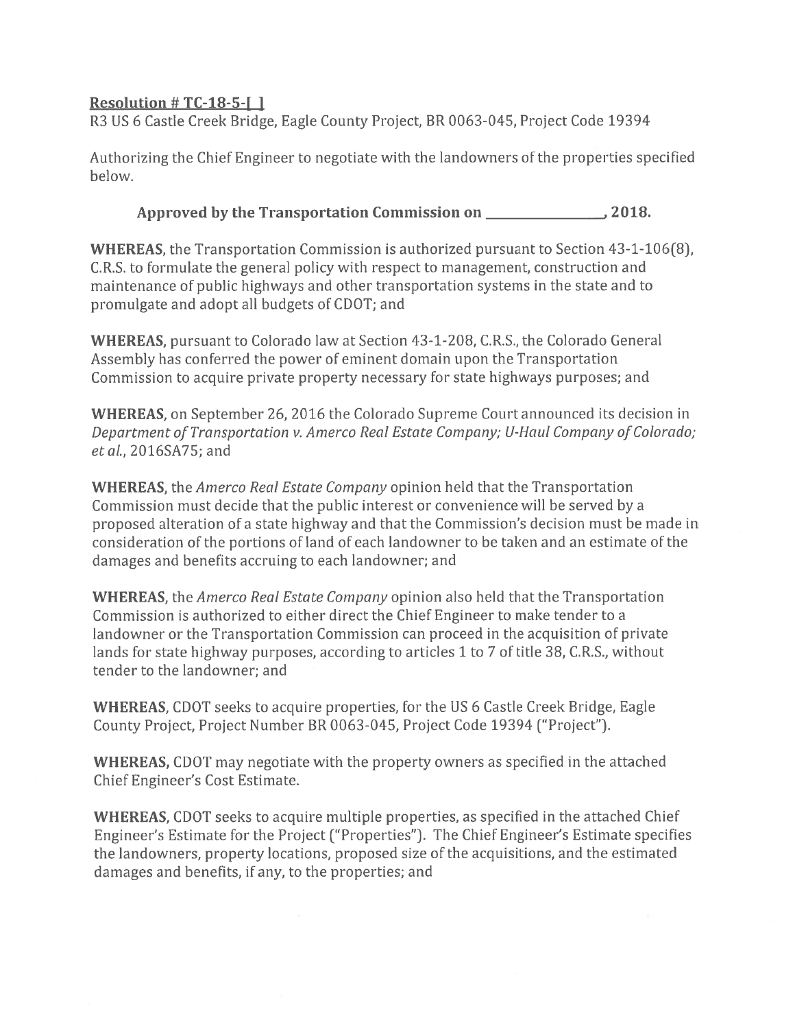**Resolution # TC-18-5-[ ]**

R3 US 6 Castle Creek Bridge, Eagle County Project, BR 0063-045, Project Code 19394

Authorizing the Chief Engineer to negotiate with the landowners of the properties specified below.

**Approved by the Transportation Commission on _______________, 2018.**

**WHEREAS**, the Transportation Commission is authorized pursuant to Section 43-1-106(8), C.R.S. to formulate the general policy with respect to management, construction and maintenance of public highways and other transportation systems in the state and to promulgate and adopt all budgets of CDOT; and

**WHEREAS,** pursuant to Colorado law at Section 43-1-208, C.R.S., the Colorado General Assembly has conferred the power of eminent domain upon the Transportation Commission to acquire private property necessary for state highways purposes; and

**WHEREAS,** on September 26, 2016 the Colorado Supreme Court announced its decision in *Department of Transportation v. Amerco Real Estate Company; U-Haul Company of Colorado; et al.*, 2016SA75; and

**WHEREAS,** the *Amerco Real Estate Company* opinion held that the Transportation Commission must decide that the public interest or convenience will be served by a proposed alteration of a state highway and that the Commission's decision must be made in consideration of the portions of land of each landowner to be taken and an estimate of the damages and benefits accruing to each landowner; and

**WHEREAS,** the *Amerco Real Estate Company* opinion also held that the Transportation Commission is authorized to either direct the Chief Engineer to make tender to a landowner or the Transportation Commission can proceed in the acquisition of private lands for state highway purposes, according to articles 1 to 7 of title 38, C.R.S., without tender to the landowner; and

**WHEREAS,** CDOT seeks to acquire properties, for the US 6 Castle Creek Bridge, Eagle County Project, Project Number BR 0063-045, Project Code 19394 ("Project").

**WHEREAS,** CDOT may negotiate with the property owners as specified in the attached Chief Engineer's Cost Estimate.

**WHEREAS,** CDOT seeks to acquire multiple properties, as specified in the attached Chief Engineer's Estimate for the Project ("Properties"). The Chief Engineer's Estimate specifies the landowners, property locations, proposed size of the acquisitions, and the estimated damages and benefits, if any, to the properties; and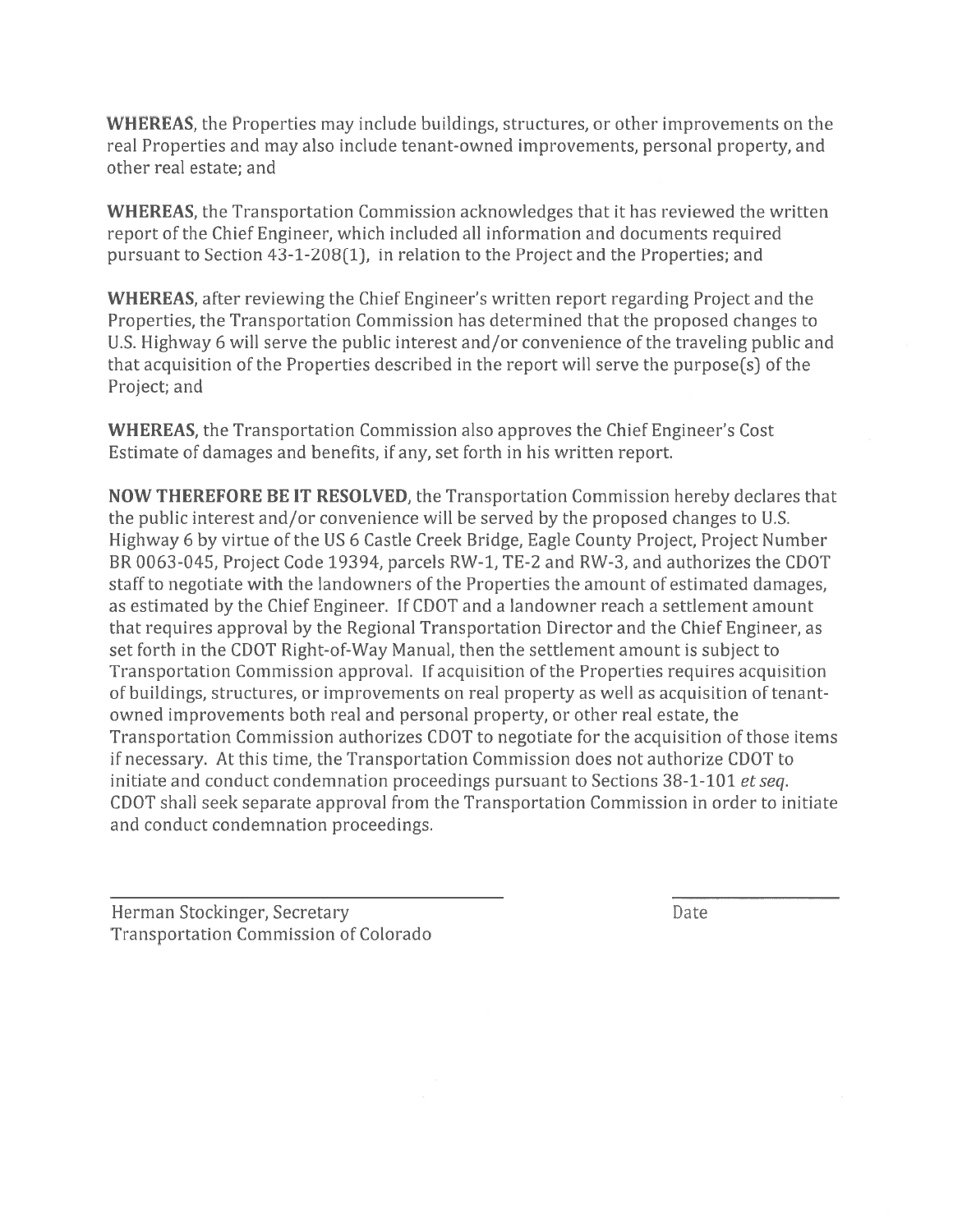**WHEREAS**, the Properties may include buildings, structures, or other improvements on the real Properties and may also include tenant-owned improvements, personal property, and other real estate; and

**WHEREAS**, the Transportation Commission acknowledges that it has reviewed the written report of the Chief Engineer, which included all information and documents required pursuant to Section 43-1-208(1), in relation to the Project and the Properties; and

**WHEREAS**, after reviewing the Chief Engineer's written report regarding Project and the Properties, the Transportation Commission has determined that the proposed changes to U.S. Highway 6 will serve the public interest and/or convenience of the traveling public and that acquisition of the Properties described in the report will serve the purpose(s) of the Project; and

**WHEREAS**, the Transportation Commission also approves the Chief Engineer's Cost Estimate of damages and benefits, if any, set forth in his written report.

**NOW THEREFORE BE IT RESOLVED**, the Transportation Commission hereby declares that the public interest and/or convenience will be served by the proposed changes to U.S. Highway 6 by virtue of the US 6 Castle Creek Bridge, Eagle County Project, Project Number BR 0063-045, Project Code 19394, parcels RW-1, TE-2 and RW-3, and authorizes the CDOT staff to negotiate with the landowners of the Properties the amount of estimated damages, as estimated by the Chief Engineer. If CDOT and a landowner reach a settlement amount that requires approval by the Regional Transportation Director and the Chief Engineer, as set forth in the CDOT Right-of-Way Manual, then the settlement amount is subject to Transportation Commission approval. If acquisition of the Properties requires acquisition of buildings, structures, or improvements on real property as well as acquisition of tenant-owned improvements both real and personal property, or other real estate, the Transportation Commission authorizes CDOT to negotiate for the acquisition of those items if necessary. At this time, the Transportation Commission does not authorize CDOT to initiate and conduct condemnation proceedings pursuant to Sections 38-1-101 *et seq.* CDOT shall seek separate approval from the Transportation Commission in order to initiate and conduct condemnation proceedings.

\_\_\_\_\_\_\_\_\_\_\_\_\_\_\_\_\_\_\_\_\_\_\_\_\_\_\_\_\_\_\_\_\_\_\_\_\_\_\_\_ &nbsp;&nbsp;&nbsp;&nbsp;&nbsp;&nbsp;&nbsp;&nbsp; \_\_\_\_\_\_\_\_\_\_\_\_\_\_\_\_\_\_\_\_

Herman Stockinger, Secretary &nbsp;&nbsp;&nbsp;&nbsp;&nbsp;&nbsp;&nbsp;&nbsp; Date

Transportation Commission of Colorado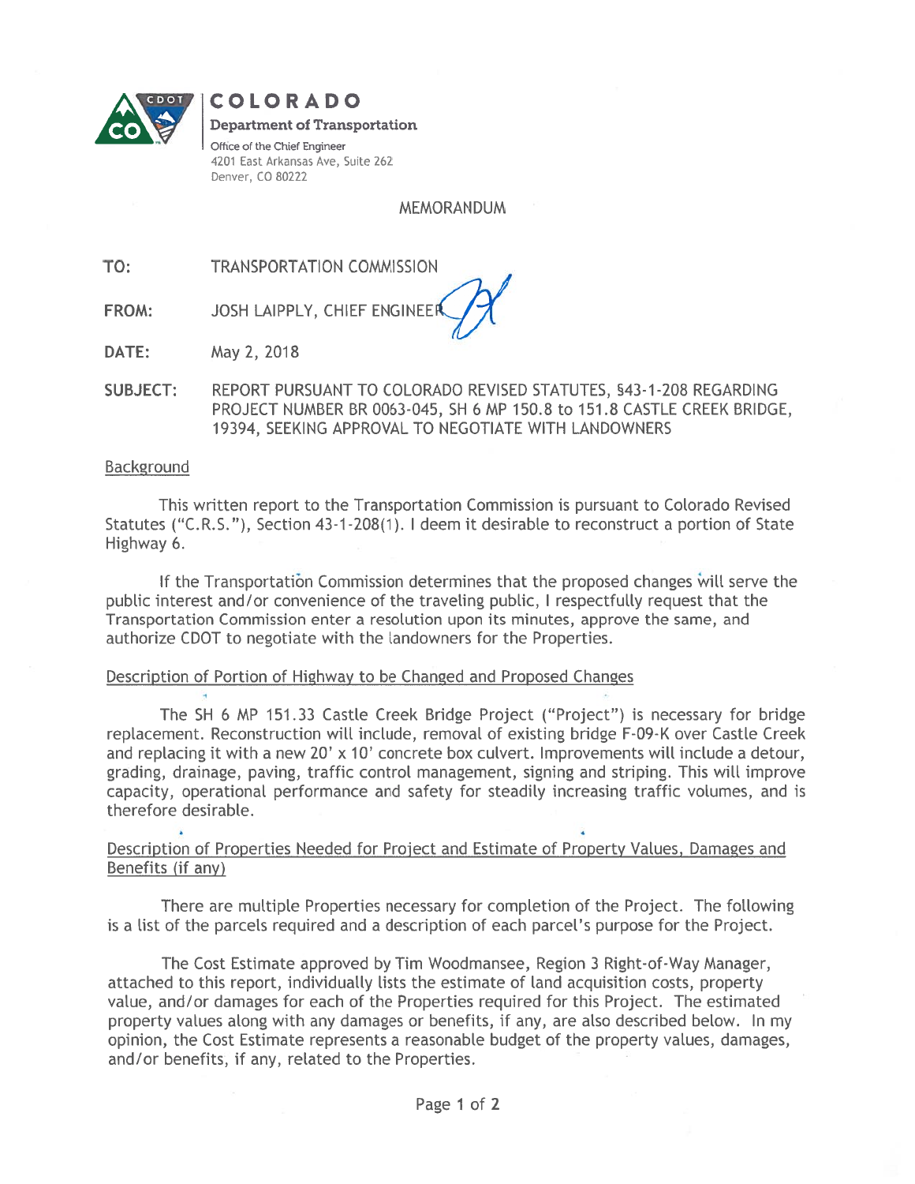**COLORADO**

**Department of Transportation**

Office of the Chief Engineer
4201 East Arkansas Ave, Suite 262
Denver, CO 80222

MEMORANDUM

**TO:** TRANSPORTATION COMMISSION

**FROM:** JOSH LAIPPLY, CHIEF ENGINEER

**DATE:** May 2, 2018

**SUBJECT:** REPORT PURSUANT TO COLORADO REVISED STATUTES, §43-1-208 REGARDING PROJECT NUMBER BR 0063-045, SH 6 MP 150.8 to 151.8 CASTLE CREEK BRIDGE, 19394, SEEKING APPROVAL TO NEGOTIATE WITH LANDOWNERS

## Background

This written report to the Transportation Commission is pursuant to Colorado Revised Statutes ("C.R.S."), Section 43-1-208(1). I deem it desirable to reconstruct a portion of State Highway 6.

If the Transportation Commission determines that the proposed changes will serve the public interest and/or convenience of the traveling public, I respectfully request that the Transportation Commission enter a resolution upon its minutes, approve the same, and authorize CDOT to negotiate with the landowners for the Properties.

## Description of Portion of Highway to be Changed and Proposed Changes

The SH 6 MP 151.33 Castle Creek Bridge Project ("Project") is necessary for bridge replacement. Reconstruction will include, removal of existing bridge F-09-K over Castle Creek and replacing it with a new 20' x 10' concrete box culvert. Improvements will include a detour, grading, drainage, paving, traffic control management, signing and striping. This will improve capacity, operational performance and safety for steadily increasing traffic volumes, and is therefore desirable.

## Description of Properties Needed for Project and Estimate of Property Values, Damages and Benefits (if any)

There are multiple Properties necessary for completion of the Project. The following is a list of the parcels required and a description of each parcel's purpose for the Project.

The Cost Estimate approved by Tim Woodmansee, Region 3 Right-of-Way Manager, attached to this report, individually lists the estimate of land acquisition costs, property value, and/or damages for each of the Properties required for this Project. The estimated property values along with any damages or benefits, if any, are also described below. In my opinion, the Cost Estimate represents a reasonable budget of the property values, damages, and/or benefits, if any, related to the Properties.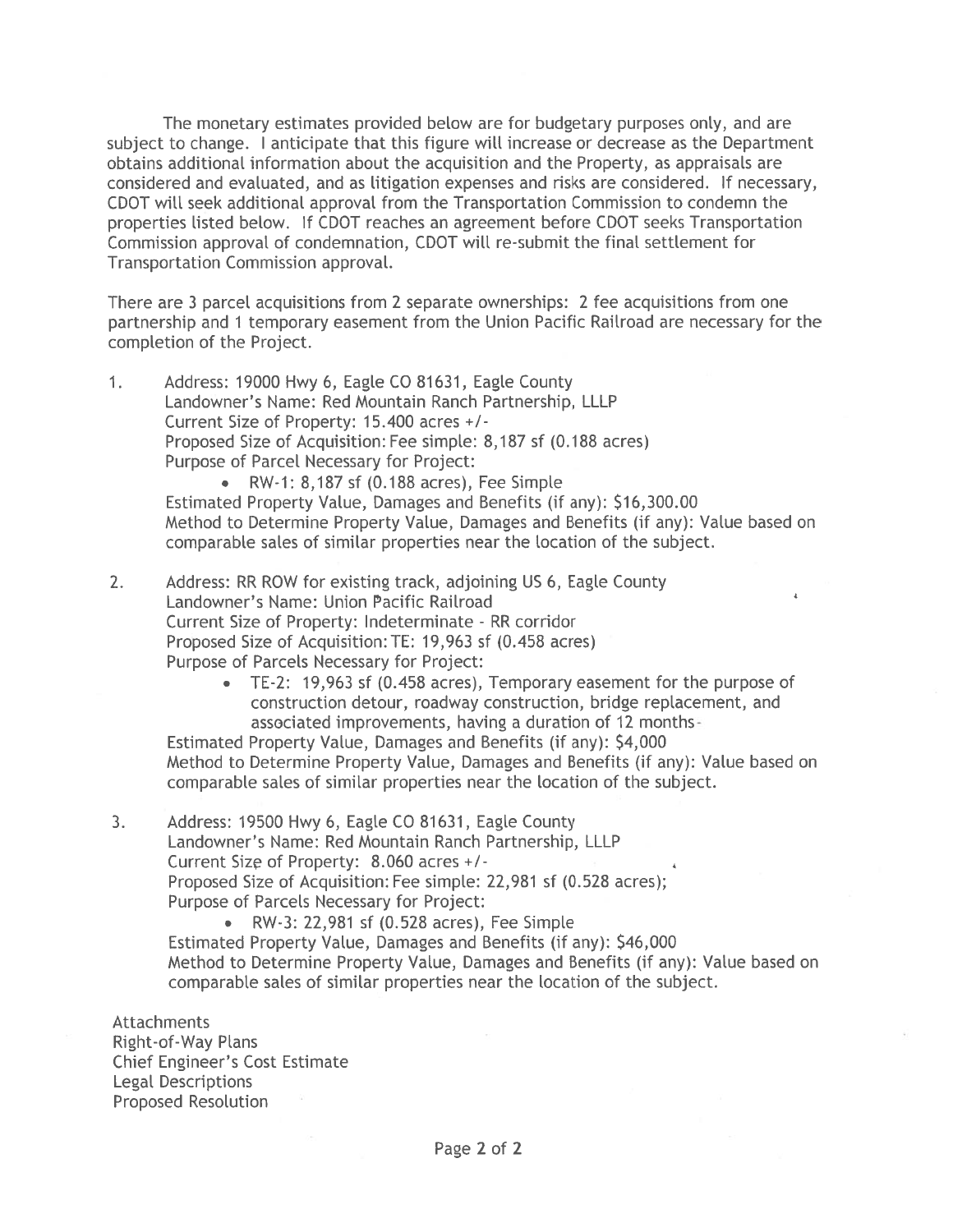The monetary estimates provided below are for budgetary purposes only, and are subject to change. I anticipate that this figure will increase or decrease as the Department obtains additional information about the acquisition and the Property, as appraisals are considered and evaluated, and as litigation expenses and risks are considered. If necessary, CDOT will seek additional approval from the Transportation Commission to condemn the properties listed below. If CDOT reaches an agreement before CDOT seeks Transportation Commission approval of condemnation, CDOT will re-submit the final settlement for Transportation Commission approval.

There are 3 parcel acquisitions from 2 separate ownerships: 2 fee acquisitions from one partnership and 1 temporary easement from the Union Pacific Railroad are necessary for the completion of the Project.

1. Address: 19000 Hwy 6, Eagle CO 81631, Eagle County
   Landowner's Name: Red Mountain Ranch Partnership, LLLP
   Current Size of Property: 15.400 acres +/-
   Proposed Size of Acquisition: Fee simple: 8,187 sf (0.188 acres)
   Purpose of Parcel Necessary for Project:
   - RW-1: 8,187 sf (0.188 acres), Fee Simple

   Estimated Property Value, Damages and Benefits (if any): $16,300.00
   Method to Determine Property Value, Damages and Benefits (if any): Value based on comparable sales of similar properties near the location of the subject.

2. Address: RR ROW for existing track, adjoining US 6, Eagle County
   Landowner's Name: Union Pacific Railroad
   Current Size of Property: Indeterminate - RR corridor
   Proposed Size of Acquisition: TE: 19,963 sf (0.458 acres)
   Purpose of Parcels Necessary for Project:
   - TE-2: 19,963 sf (0.458 acres), Temporary easement for the purpose of construction detour, roadway construction, bridge replacement, and associated improvements, having a duration of 12 months-

   Estimated Property Value, Damages and Benefits (if any): $4,000
   Method to Determine Property Value, Damages and Benefits (if any): Value based on comparable sales of similar properties near the location of the subject.

3. Address: 19500 Hwy 6, Eagle CO 81631, Eagle County
   Landowner's Name: Red Mountain Ranch Partnership, LLLP
   Current Size of Property: 8.060 acres +/-
   Proposed Size of Acquisition: Fee simple: 22,981 sf (0.528 acres);
   Purpose of Parcels Necessary for Project:
   - RW-3: 22,981 sf (0.528 acres), Fee Simple

   Estimated Property Value, Damages and Benefits (if any): $46,000
   Method to Determine Property Value, Damages and Benefits (if any): Value based on comparable sales of similar properties near the location of the subject.

Attachments
Right-of-Way Plans
Chief Engineer's Cost Estimate
Legal Descriptions
Proposed Resolution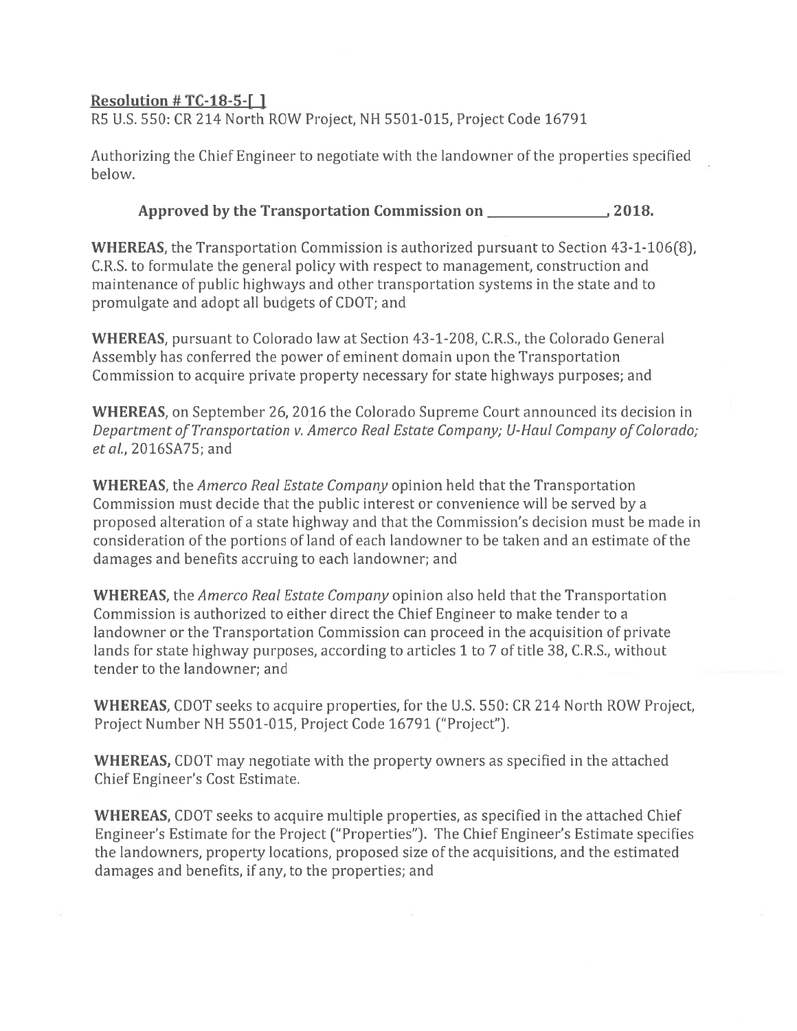**Resolution # TC-18-5-[ ]**

R5 U.S. 550: CR 214 North ROW Project, NH 5501-015, Project Code 16791

Authorizing the Chief Engineer to negotiate with the landowner of the properties specified below.

**Approved by the Transportation Commission on _______________, 2018.**

**WHEREAS**, the Transportation Commission is authorized pursuant to Section 43-1-106(8), C.R.S. to formulate the general policy with respect to management, construction and maintenance of public highways and other transportation systems in the state and to promulgate and adopt all budgets of CDOT; and

**WHEREAS**, pursuant to Colorado law at Section 43-1-208, C.R.S., the Colorado General Assembly has conferred the power of eminent domain upon the Transportation Commission to acquire private property necessary for state highways purposes; and

**WHEREAS**, on September 26, 2016 the Colorado Supreme Court announced its decision in *Department of Transportation v. Amerco Real Estate Company; U-Haul Company of Colorado; et al.*, 2016SA75; and

**WHEREAS**, the *Amerco Real Estate Company* opinion held that the Transportation Commission must decide that the public interest or convenience will be served by a proposed alteration of a state highway and that the Commission's decision must be made in consideration of the portions of land of each landowner to be taken and an estimate of the damages and benefits accruing to each landowner; and

**WHEREAS**, the *Amerco Real Estate Company* opinion also held that the Transportation Commission is authorized to either direct the Chief Engineer to make tender to a landowner or the Transportation Commission can proceed in the acquisition of private lands for state highway purposes, according to articles 1 to 7 of title 38, C.R.S., without tender to the landowner; and

**WHEREAS,** CDOT seeks to acquire properties, for the U.S. 550: CR 214 North ROW Project, Project Number NH 5501-015, Project Code 16791 ("Project").

**WHEREAS,** CDOT may negotiate with the property owners as specified in the attached Chief Engineer's Cost Estimate.

**WHEREAS,** CDOT seeks to acquire multiple properties, as specified in the attached Chief Engineer's Estimate for the Project ("Properties"). The Chief Engineer's Estimate specifies the landowners, property locations, proposed size of the acquisitions, and the estimated damages and benefits, if any, to the properties; and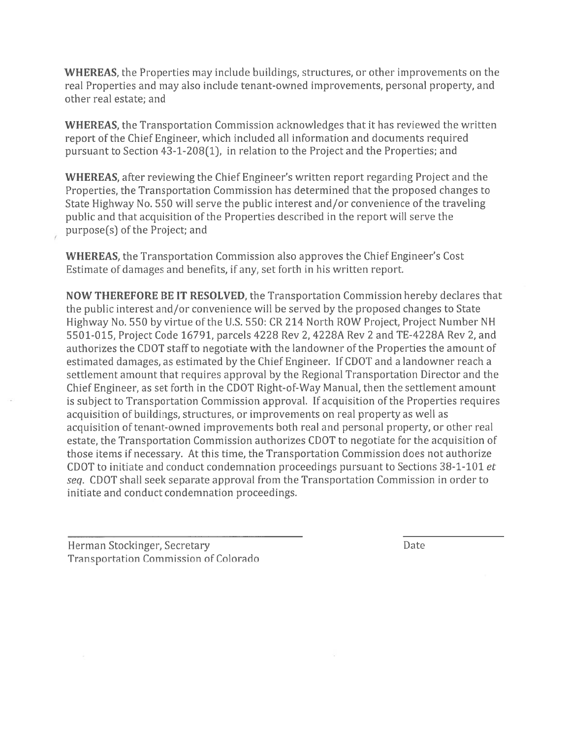**WHEREAS**, the Properties may include buildings, structures, or other improvements on the real Properties and may also include tenant-owned improvements, personal property, and other real estate; and

**WHEREAS**, the Transportation Commission acknowledges that it has reviewed the written report of the Chief Engineer, which included all information and documents required pursuant to Section 43-1-208(1), in relation to the Project and the Properties; and

**WHEREAS**, after reviewing the Chief Engineer's written report regarding Project and the Properties, the Transportation Commission has determined that the proposed changes to State Highway No. 550 will serve the public interest and/or convenience of the traveling public and that acquisition of the Properties described in the report will serve the purpose(s) of the Project; and

**WHEREAS**, the Transportation Commission also approves the Chief Engineer's Cost Estimate of damages and benefits, if any, set forth in his written report.

**NOW THEREFORE BE IT RESOLVED**, the Transportation Commission hereby declares that the public interest and/or convenience will be served by the proposed changes to State Highway No. 550 by virtue of the U.S. 550: CR 214 North ROW Project, Project Number NH 5501-015, Project Code 16791, parcels 4228 Rev 2, 4228A Rev 2 and TE-4228A Rev 2, and authorizes the CDOT staff to negotiate with the landowner of the Properties the amount of estimated damages, as estimated by the Chief Engineer. If CDOT and a landowner reach a settlement amount that requires approval by the Regional Transportation Director and the Chief Engineer, as set forth in the CDOT Right-of-Way Manual, then the settlement amount is subject to Transportation Commission approval. If acquisition of the Properties requires acquisition of buildings, structures, or improvements on real property as well as acquisition of tenant-owned improvements both real and personal property, or other real estate, the Transportation Commission authorizes CDOT to negotiate for the acquisition of those items if necessary. At this time, the Transportation Commission does not authorize CDOT to initiate and conduct condemnation proceedings pursuant to Sections 38-1-101 *et seq*. CDOT shall seek separate approval from the Transportation Commission in order to initiate and conduct condemnation proceedings.

\_\_\_\_\_\_\_\_\_\_\_\_\_\_\_\_\_\_\_\_\_\_\_\_\_\_\_\_\_\_\_\_\_\_\_\_\_\_\_\_

Herman Stockinger, Secretary
Transportation Commission of Colorado

\_\_\_\_\_\_\_\_\_\_\_\_\_\_\_\_\_\_\_\_

Date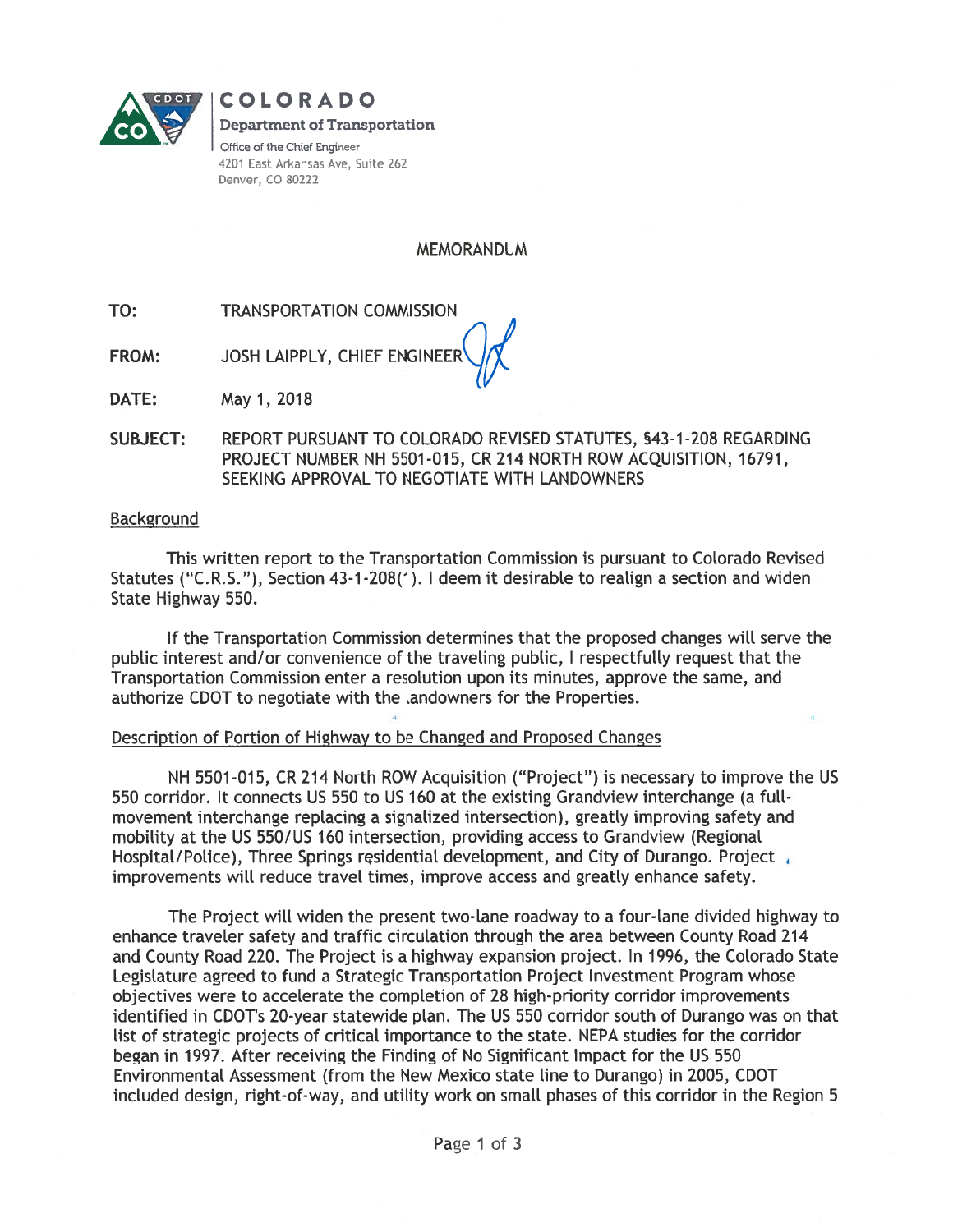**COLORADO**
**Department of Transportation**
Office of the Chief Engineer
4201 East Arkansas Ave, Suite 262
Denver, CO 80222

# MEMORANDUM

**TO:** TRANSPORTATION COMMISSION

**FROM:** JOSH LAIPPLY, CHIEF ENGINEER

**DATE:** May 1, 2018

**SUBJECT:** REPORT PURSUANT TO COLORADO REVISED STATUTES, §43-1-208 REGARDING PROJECT NUMBER NH 5501-015, CR 214 NORTH ROW ACQUISITION, 16791, SEEKING APPROVAL TO NEGOTIATE WITH LANDOWNERS

## Background

This written report to the Transportation Commission is pursuant to Colorado Revised Statutes ("C.R.S."), Section 43-1-208(1). I deem it desirable to realign a section and widen State Highway 550.

If the Transportation Commission determines that the proposed changes will serve the public interest and/or convenience of the traveling public, I respectfully request that the Transportation Commission enter a resolution upon its minutes, approve the same, and authorize CDOT to negotiate with the landowners for the Properties.

## Description of Portion of Highway to be Changed and Proposed Changes

NH 5501-015, CR 214 North ROW Acquisition ("Project") is necessary to improve the US 550 corridor. It connects US 550 to US 160 at the existing Grandview interchange (a full-movement interchange replacing a signalized intersection), greatly improving safety and mobility at the US 550/US 160 intersection, providing access to Grandview (Regional Hospital/Police), Three Springs residential development, and City of Durango. Project improvements will reduce travel times, improve access and greatly enhance safety.

The Project will widen the present two-lane roadway to a four-lane divided highway to enhance traveler safety and traffic circulation through the area between County Road 214 and County Road 220. The Project is a highway expansion project. In 1996, the Colorado State Legislature agreed to fund a Strategic Transportation Project Investment Program whose objectives were to accelerate the completion of 28 high-priority corridor improvements identified in CDOT's 20-year statewide plan. The US 550 corridor south of Durango was on that list of strategic projects of critical importance to the state. NEPA studies for the corridor began in 1997. After receiving the Finding of No Significant Impact for the US 550 Environmental Assessment (from the New Mexico state line to Durango) in 2005, CDOT included design, right-of-way, and utility work on small phases of this corridor in the Region 5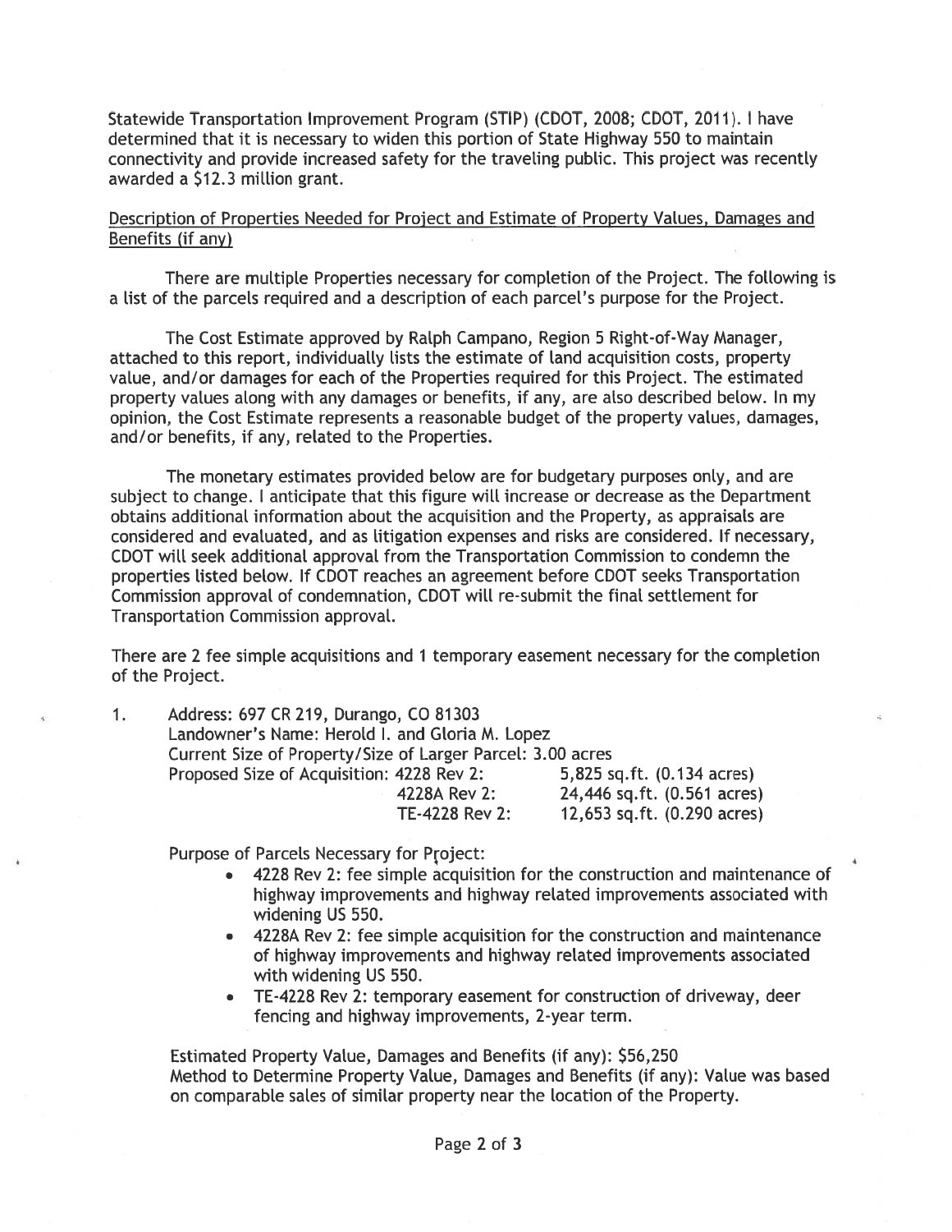Statewide Transportation Improvement Program (STIP) (CDOT, 2008; CDOT, 2011). I have determined that it is necessary to widen this portion of State Highway 550 to maintain connectivity and provide increased safety for the traveling public. This project was recently awarded a $12.3 million grant.

Description of Properties Needed for Project and Estimate of Property Values, Damages and Benefits (if any)

There are multiple Properties necessary for completion of the Project. The following is a list of the parcels required and a description of each parcel's purpose for the Project.

The Cost Estimate approved by Ralph Campano, Region 5 Right-of-Way Manager, attached to this report, individually lists the estimate of land acquisition costs, property value, and/or damages for each of the Properties required for this Project. The estimated property values along with any damages or benefits, if any, are also described below. In my opinion, the Cost Estimate represents a reasonable budget of the property values, damages, and/or benefits, if any, related to the Properties.

The monetary estimates provided below are for budgetary purposes only, and are subject to change. I anticipate that this figure will increase or decrease as the Department obtains additional information about the acquisition and the Property, as appraisals are considered and evaluated, and as litigation expenses and risks are considered. If necessary, CDOT will seek additional approval from the Transportation Commission to condemn the properties listed below. If CDOT reaches an agreement before CDOT seeks Transportation Commission approval of condemnation, CDOT will re-submit the final settlement for Transportation Commission approval.

There are 2 fee simple acquisitions and 1 temporary easement necessary for the completion of the Project.

1. Address: 697 CR 219, Durango, CO 81303
   Landowner's Name: Herold I. and Gloria M. Lopez
   Current Size of Property/Size of Larger Parcel: 3.00 acres
   Proposed Size of Acquisition: 4228 Rev 2: 5,825 sq.ft. (0.134 acres)
   4228A Rev 2: 24,446 sq.ft. (0.561 acres)
   TE-4228 Rev 2: 12,653 sq.ft. (0.290 acres)

   Purpose of Parcels Necessary for Project:
   - 4228 Rev 2: fee simple acquisition for the construction and maintenance of highway improvements and highway related improvements associated with widening US 550.
   - 4228A Rev 2: fee simple acquisition for the construction and maintenance of highway improvements and highway related improvements associated with widening US 550.
   - TE-4228 Rev 2: temporary easement for construction of driveway, deer fencing and highway improvements, 2-year term.

   Estimated Property Value, Damages and Benefits (if any): $56,250
   Method to Determine Property Value, Damages and Benefits (if any): Value was based on comparable sales of similar property near the location of the Property.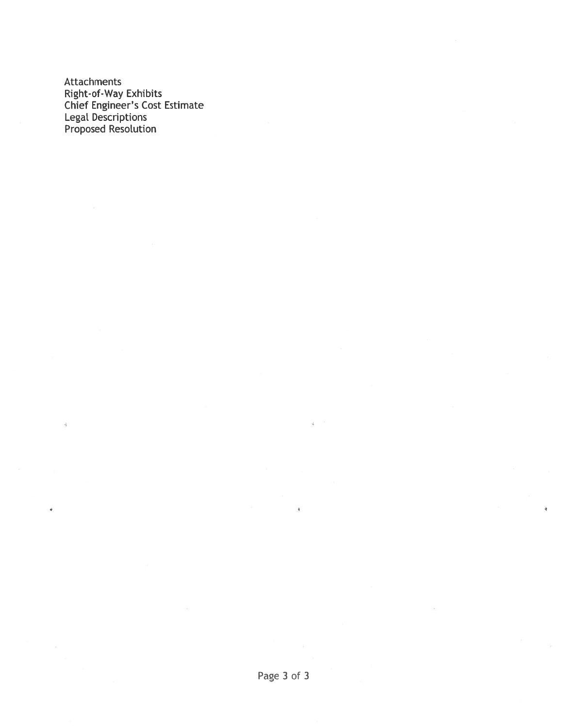Attachments
Right-of-Way Exhibits
Chief Engineer's Cost Estimate
Legal Descriptions
Proposed Resolution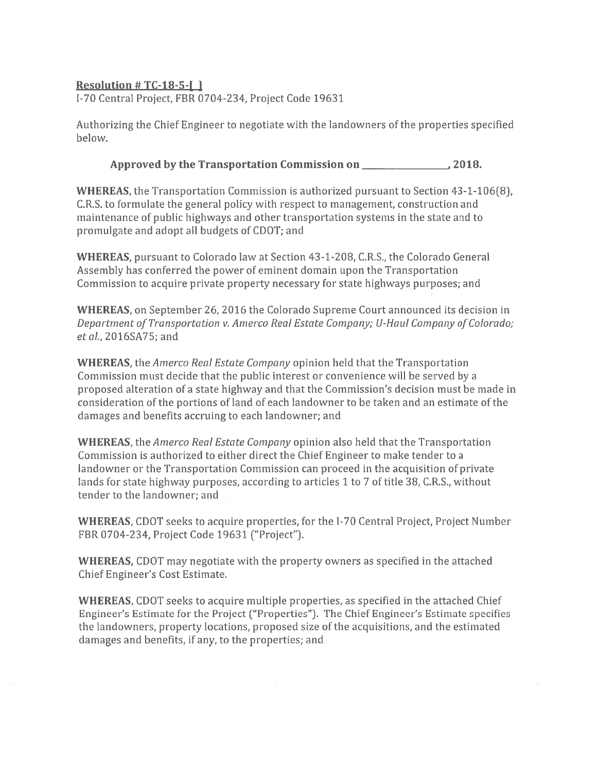**Resolution # TC-18-5-[ ]**

I-70 Central Project, FBR 0704-234, Project Code 19631

Authorizing the Chief Engineer to negotiate with the landowners of the properties specified below.

**Approved by the Transportation Commission on \_\_\_\_\_\_\_\_\_\_\_\_\_\_\_\_, 2018.**

**WHEREAS,** the Transportation Commission is authorized pursuant to Section 43-1-106(8), C.R.S. to formulate the general policy with respect to management, construction and maintenance of public highways and other transportation systems in the state and to promulgate and adopt all budgets of CDOT; and

**WHEREAS,** pursuant to Colorado law at Section 43-1-208, C.R.S., the Colorado General Assembly has conferred the power of eminent domain upon the Transportation Commission to acquire private property necessary for state highways purposes; and

**WHEREAS,** on September 26, 2016 the Colorado Supreme Court announced its decision in *Department of Transportation v. Amerco Real Estate Company; U-Haul Company of Colorado; et al.*, 2016SA75; and

**WHEREAS,** the *Amerco Real Estate Company* opinion held that the Transportation Commission must decide that the public interest or convenience will be served by a proposed alteration of a state highway and that the Commission's decision must be made in consideration of the portions of land of each landowner to be taken and an estimate of the damages and benefits accruing to each landowner; and

**WHEREAS,** the *Amerco Real Estate Company* opinion also held that the Transportation Commission is authorized to either direct the Chief Engineer to make tender to a landowner or the Transportation Commission can proceed in the acquisition of private lands for state highway purposes, according to articles 1 to 7 of title 38, C.R.S., without tender to the landowner; and

**WHEREAS,** CDOT seeks to acquire properties, for the I-70 Central Project, Project Number FBR 0704-234, Project Code 19631 ("Project").

**WHEREAS,** CDOT may negotiate with the property owners as specified in the attached Chief Engineer's Cost Estimate.

**WHEREAS,** CDOT seeks to acquire multiple properties, as specified in the attached Chief Engineer's Estimate for the Project ("Properties"). The Chief Engineer's Estimate specifies the landowners, property locations, proposed size of the acquisitions, and the estimated damages and benefits, if any, to the properties; and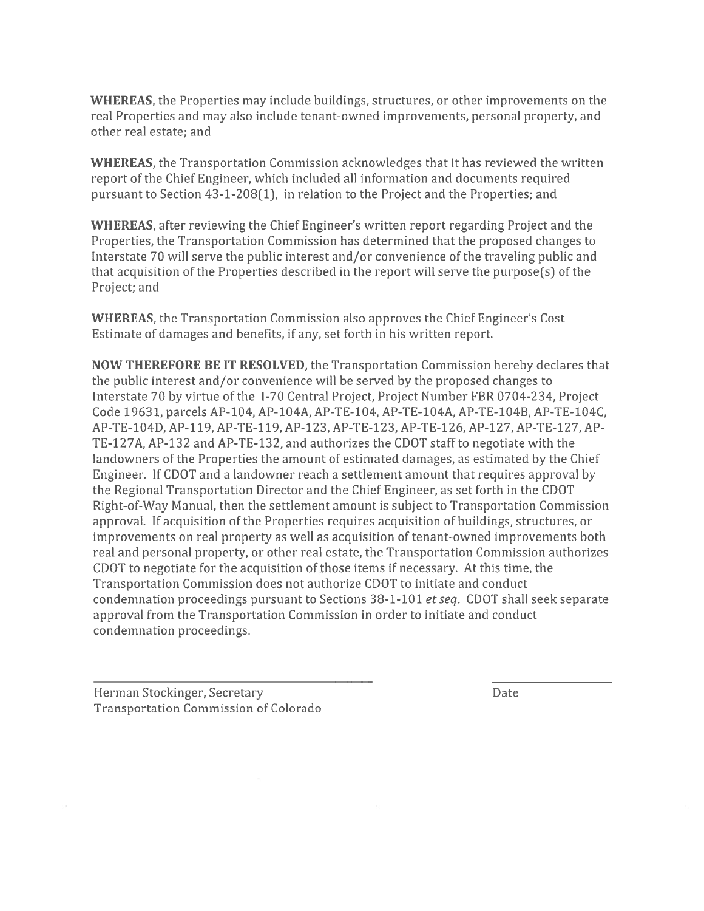**WHEREAS**, the Properties may include buildings, structures, or other improvements on the real Properties and may also include tenant-owned improvements, personal property, and other real estate; and

**WHEREAS**, the Transportation Commission acknowledges that it has reviewed the written report of the Chief Engineer, which included all information and documents required pursuant to Section 43-1-208(1), in relation to the Project and the Properties; and

**WHEREAS**, after reviewing the Chief Engineer's written report regarding Project and the Properties, the Transportation Commission has determined that the proposed changes to Interstate 70 will serve the public interest and/or convenience of the traveling public and that acquisition of the Properties described in the report will serve the purpose(s) of the Project; and

**WHEREAS**, the Transportation Commission also approves the Chief Engineer's Cost Estimate of damages and benefits, if any, set forth in his written report.

**NOW THEREFORE BE IT RESOLVED**, the Transportation Commission hereby declares that the public interest and/or convenience will be served by the proposed changes to Interstate 70 by virtue of the I-70 Central Project, Project Number FBR 0704-234, Project Code 19631, parcels AP-104, AP-104A, AP-TE-104, AP-TE-104A, AP-TE-104B, AP-TE-104C, AP-TE-104D, AP-119, AP-TE-119, AP-123, AP-TE-123, AP-TE-126, AP-127, AP-TE-127, AP-TE-127A, AP-132 and AP-TE-132, and authorizes the CDOT staff to negotiate with the landowners of the Properties the amount of estimated damages, as estimated by the Chief Engineer. If CDOT and a landowner reach a settlement amount that requires approval by the Regional Transportation Director and the Chief Engineer, as set forth in the CDOT Right-of-Way Manual, then the settlement amount is subject to Transportation Commission approval. If acquisition of the Properties requires acquisition of buildings, structures, or improvements on real property as well as acquisition of tenant-owned improvements both real and personal property, or other real estate, the Transportation Commission authorizes CDOT to negotiate for the acquisition of those items if necessary. At this time, the Transportation Commission does not authorize CDOT to initiate and conduct condemnation proceedings pursuant to Sections 38-1-101 *et seq*. CDOT shall seek separate approval from the Transportation Commission in order to initiate and conduct condemnation proceedings.

Herman Stockinger, Secretary
Transportation Commission of Colorado

Date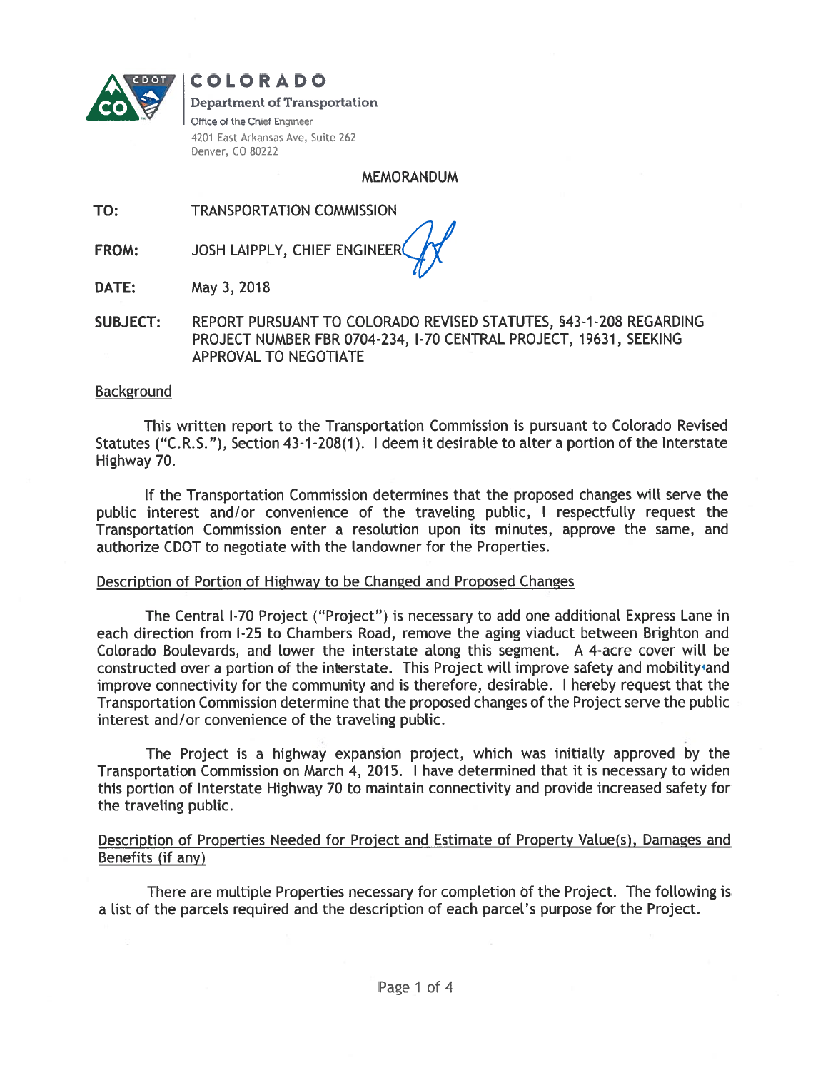**COLORADO**

**Department of Transportation**

Office of the Chief Engineer
4201 East Arkansas Ave, Suite 262
Denver, CO 80222

# MEMORANDUM

**TO:** TRANSPORTATION COMMISSION

**FROM:** JOSH LAIPPLY, CHIEF ENGINEER

**DATE:** May 3, 2018

**SUBJECT:** REPORT PURSUANT TO COLORADO REVISED STATUTES, §43-1-208 REGARDING PROJECT NUMBER FBR 0704-234, I-70 CENTRAL PROJECT, 19631, SEEKING APPROVAL TO NEGOTIATE

## Background

This written report to the Transportation Commission is pursuant to Colorado Revised Statutes ("C.R.S."), Section 43-1-208(1). I deem it desirable to alter a portion of the Interstate Highway 70.

If the Transportation Commission determines that the proposed changes will serve the public interest and/or convenience of the traveling public, I respectfully request the Transportation Commission enter a resolution upon its minutes, approve the same, and authorize CDOT to negotiate with the landowner for the Properties.

## Description of Portion of Highway to be Changed and Proposed Changes

The Central I-70 Project ("Project") is necessary to add one additional Express Lane in each direction from I-25 to Chambers Road, remove the aging viaduct between Brighton and Colorado Boulevards, and lower the interstate along this segment. A 4-acre cover will be constructed over a portion of the interstate. This Project will improve safety and mobility and improve connectivity for the community and is therefore, desirable. I hereby request that the Transportation Commission determine that the proposed changes of the Project serve the public interest and/or convenience of the traveling public.

The Project is a highway expansion project, which was initially approved by the Transportation Commission on March 4, 2015. I have determined that it is necessary to widen this portion of Interstate Highway 70 to maintain connectivity and provide increased safety for the traveling public.

## Description of Properties Needed for Project and Estimate of Property Value(s), Damages and Benefits (if any)

There are multiple Properties necessary for completion of the Project. The following is a list of the parcels required and the description of each parcel's purpose for the Project.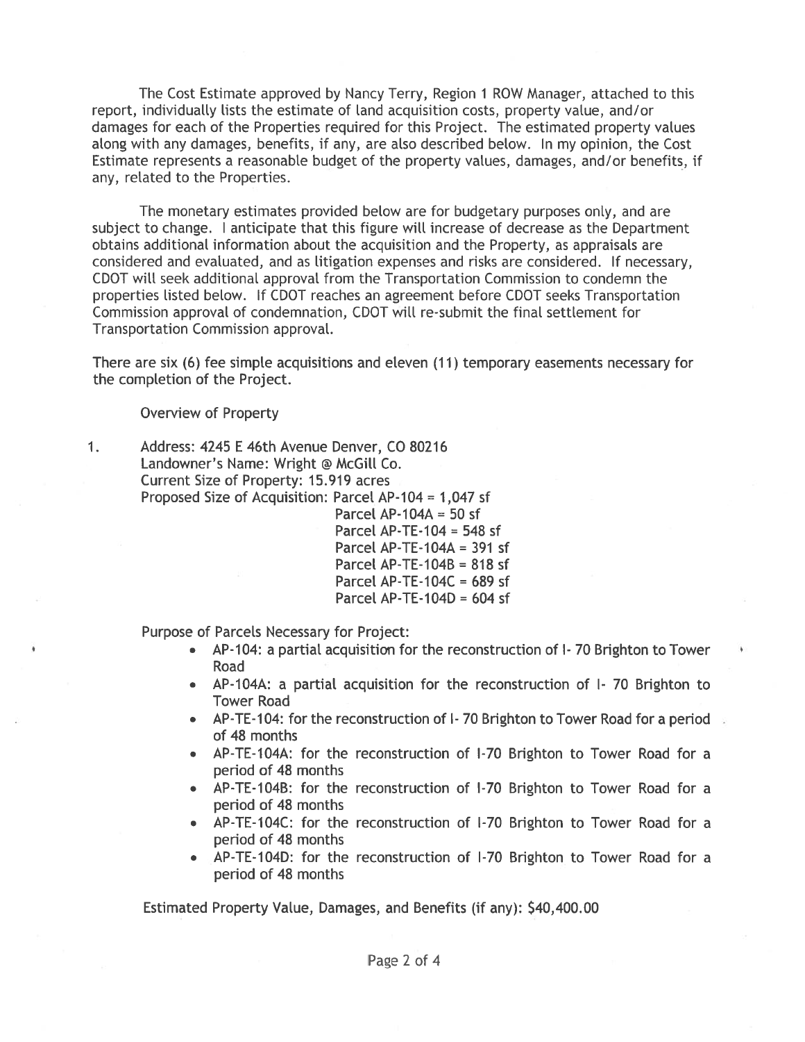The Cost Estimate approved by Nancy Terry, Region 1 ROW Manager, attached to this report, individually lists the estimate of land acquisition costs, property value, and/or damages for each of the Properties required for this Project. The estimated property values along with any damages, benefits, if any, are also described below. In my opinion, the Cost Estimate represents a reasonable budget of the property values, damages, and/or benefits, if any, related to the Properties.

The monetary estimates provided below are for budgetary purposes only, and are subject to change. I anticipate that this figure will increase of decrease as the Department obtains additional information about the acquisition and the Property, as appraisals are considered and evaluated, and as litigation expenses and risks are considered. If necessary, CDOT will seek additional approval from the Transportation Commission to condemn the properties listed below. If CDOT reaches an agreement before CDOT seeks Transportation Commission approval of condemnation, CDOT will re-submit the final settlement for Transportation Commission approval.

There are six (6) fee simple acquisitions and eleven (11) temporary easements necessary for the completion of the Project.

Overview of Property

1. Address: 4245 E 46th Avenue Denver, CO 80216
   Landowner's Name: Wright @ McGill Co.
   Current Size of Property: 15.919 acres
   Proposed Size of Acquisition: Parcel AP-104 = 1,047 sf
   Parcel AP-104A = 50 sf
   Parcel AP-TE-104 = 548 sf
   Parcel AP-TE-104A = 391 sf
   Parcel AP-TE-104B = 818 sf
   Parcel AP-TE-104C = 689 sf
   Parcel AP-TE-104D = 604 sf

   Purpose of Parcels Necessary for Project:

   - AP-104: a partial acquisition for the reconstruction of I- 70 Brighton to Tower Road
   - AP-104A: a partial acquisition for the reconstruction of I- 70 Brighton to Tower Road
   - AP-TE-104: for the reconstruction of I- 70 Brighton to Tower Road for a period of 48 months
   - AP-TE-104A: for the reconstruction of I-70 Brighton to Tower Road for a period of 48 months
   - AP-TE-104B: for the reconstruction of I-70 Brighton to Tower Road for a period of 48 months
   - AP-TE-104C: for the reconstruction of I-70 Brighton to Tower Road for a period of 48 months
   - AP-TE-104D: for the reconstruction of I-70 Brighton to Tower Road for a period of 48 months

   Estimated Property Value, Damages, and Benefits (if any): $40,400.00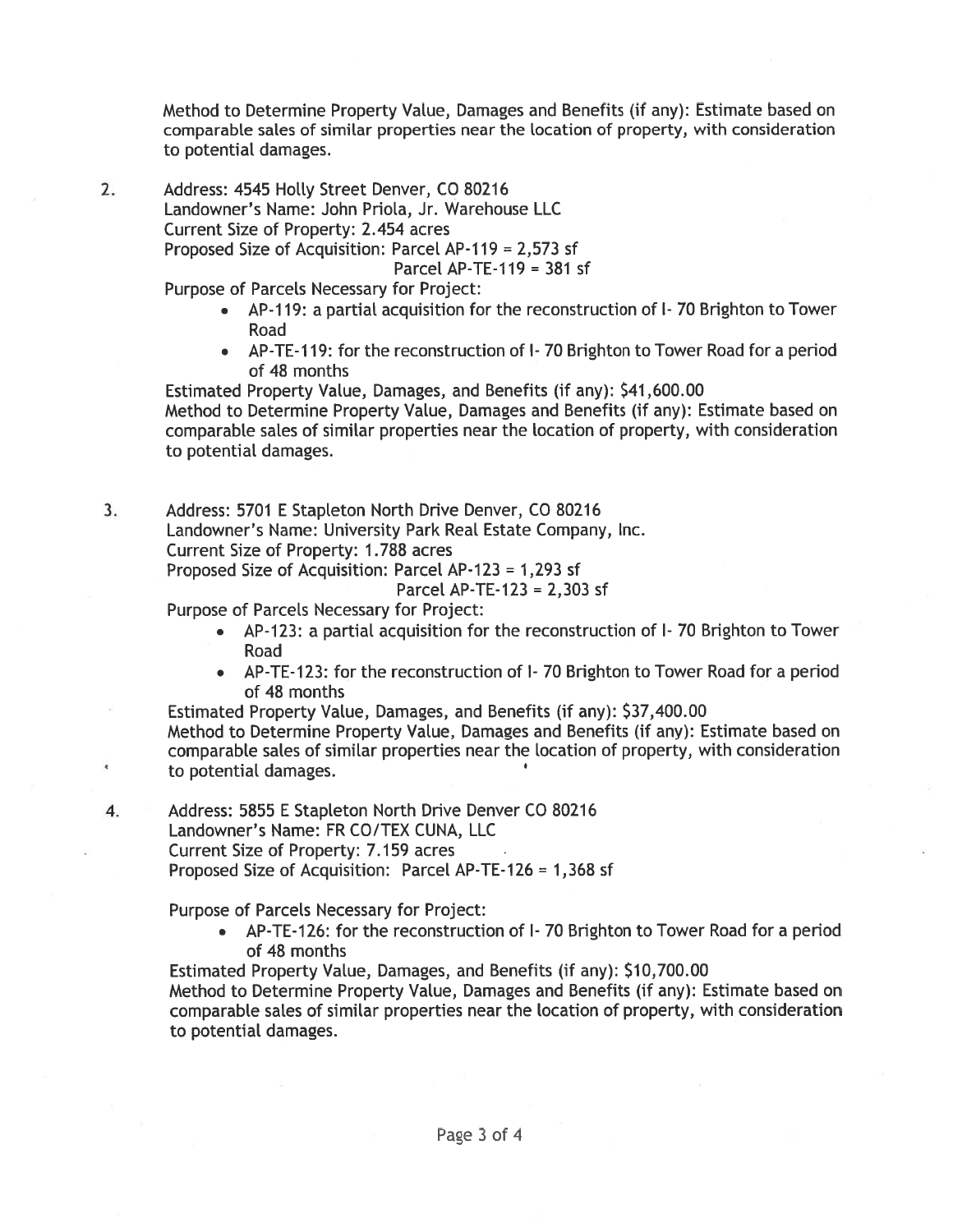Method to Determine Property Value, Damages and Benefits (if any): Estimate based on comparable sales of similar properties near the location of property, with consideration to potential damages.

2. Address: 4545 Holly Street Denver, CO 80216
   Landowner's Name: John Priola, Jr. Warehouse LLC
   Current Size of Property: 2.454 acres
   Proposed Size of Acquisition: Parcel AP-119 = 2,573 sf
   Parcel AP-TE-119 = 381 sf
   Purpose of Parcels Necessary for Project:
   - AP-119: a partial acquisition for the reconstruction of I- 70 Brighton to Tower Road
   - AP-TE-119: for the reconstruction of I- 70 Brighton to Tower Road for a period of 48 months

   Estimated Property Value, Damages, and Benefits (if any): $41,600.00
   Method to Determine Property Value, Damages and Benefits (if any): Estimate based on comparable sales of similar properties near the location of property, with consideration to potential damages.

3. Address: 5701 E Stapleton North Drive Denver, CO 80216
   Landowner's Name: University Park Real Estate Company, Inc.
   Current Size of Property: 1.788 acres
   Proposed Size of Acquisition: Parcel AP-123 = 1,293 sf
   Parcel AP-TE-123 = 2,303 sf
   Purpose of Parcels Necessary for Project:
   - AP-123: a partial acquisition for the reconstruction of I- 70 Brighton to Tower Road
   - AP-TE-123: for the reconstruction of I- 70 Brighton to Tower Road for a period of 48 months

   Estimated Property Value, Damages, and Benefits (if any): $37,400.00
   Method to Determine Property Value, Damages and Benefits (if any): Estimate based on comparable sales of similar properties near the location of property, with consideration to potential damages.

4. Address: 5855 E Stapleton North Drive Denver CO 80216
   Landowner's Name: FR CO/TEX CUNA, LLC
   Current Size of Property: 7.159 acres
   Proposed Size of Acquisition: Parcel AP-TE-126 = 1,368 sf

   Purpose of Parcels Necessary for Project:
   - AP-TE-126: for the reconstruction of I- 70 Brighton to Tower Road for a period of 48 months

   Estimated Property Value, Damages, and Benefits (if any): $10,700.00
   Method to Determine Property Value, Damages and Benefits (if any): Estimate based on comparable sales of similar properties near the location of property, with consideration to potential damages.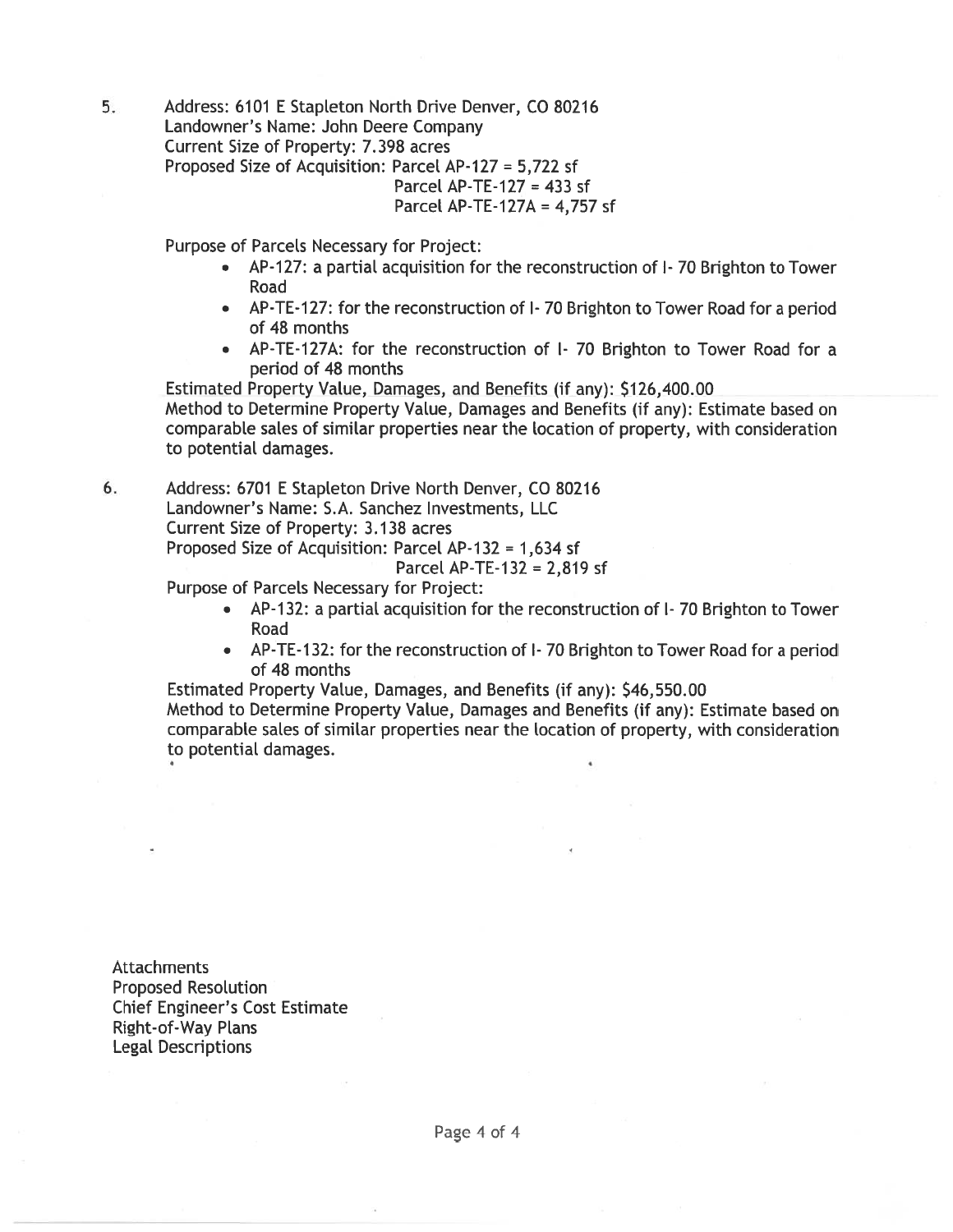5. Address: 6101 E Stapleton North Drive Denver, CO 80216
   Landowner's Name: John Deere Company
   Current Size of Property: 7.398 acres
   Proposed Size of Acquisition: Parcel AP-127 = 5,722 sf
   Parcel AP-TE-127 = 433 sf
   Parcel AP-TE-127A = 4,757 sf

   Purpose of Parcels Necessary for Project:

   - AP-127: a partial acquisition for the reconstruction of I- 70 Brighton to Tower Road
   - AP-TE-127: for the reconstruction of I- 70 Brighton to Tower Road for a period of 48 months
   - AP-TE-127A: for the reconstruction of I- 70 Brighton to Tower Road for a period of 48 months

   Estimated Property Value, Damages, and Benefits (if any): $126,400.00
   Method to Determine Property Value, Damages and Benefits (if any): Estimate based on comparable sales of similar properties near the location of property, with consideration to potential damages.

6. Address: 6701 E Stapleton Drive North Denver, CO 80216
   Landowner's Name: S.A. Sanchez Investments, LLC
   Current Size of Property: 3.138 acres
   Proposed Size of Acquisition: Parcel AP-132 = 1,634 sf
   Parcel AP-TE-132 = 2,819 sf

   Purpose of Parcels Necessary for Project:

   - AP-132: a partial acquisition for the reconstruction of I- 70 Brighton to Tower Road
   - AP-TE-132: for the reconstruction of I- 70 Brighton to Tower Road for a period of 48 months

   Estimated Property Value, Damages, and Benefits (if any): $46,550.00
   Method to Determine Property Value, Damages and Benefits (if any): Estimate based on comparable sales of similar properties near the location of property, with consideration to potential damages.

Attachments
Proposed Resolution
Chief Engineer's Cost Estimate
Right-of-Way Plans
Legal Descriptions